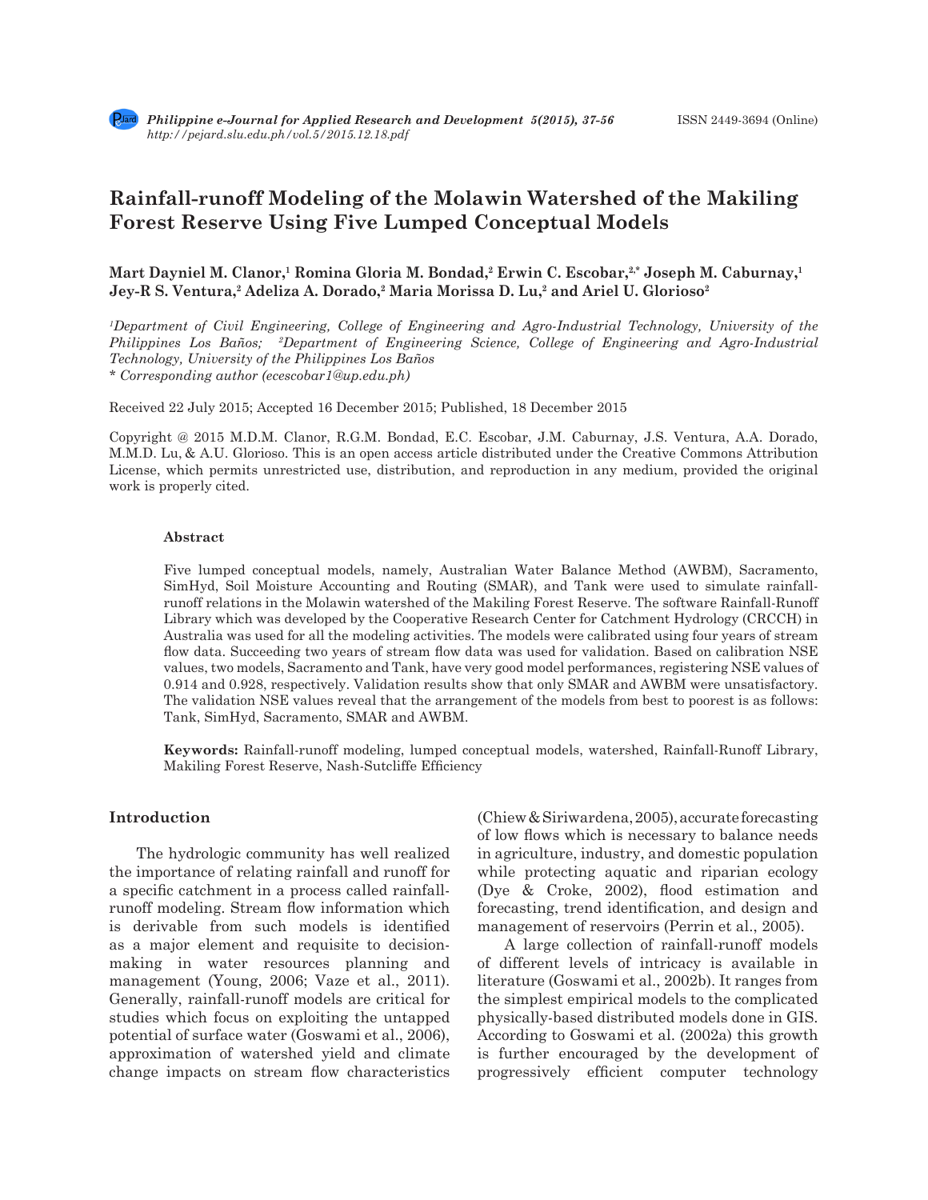# Rainfall-runoff Modeling of the Molawin Watershed of the Makiling Forest Reserve Using Five Lumped Conceptual Models

**Mart Dayniel M. Clanor,[1] Romina Gloria M. Bondad,[2] Erwin C. Escobar,[2,*] Joseph M. Caburnay,[1] Jey-R S. Ventura,[2] Adeliza A. Dorado,[2] Maria Morissa D. Lu,[2] and Ariel U. Glorioso[2]**

*[1]Department of Civil Engineering, College of Engineering and Agro-Industrial Technology, University of the Philippines Los Baños; [2]Department of Engineering Science, College of Engineering and Agro-Industrial Technology, University of the Philippines Los Baños*
*\* Corresponding author (ecescobar1@up.edu.ph)*

Received 22 July 2015; Accepted 16 December 2015; Published, 18 December 2015

Copyright @ 2015 M.D.M. Clanor, R.G.M. Bondad, E.C. Escobar, J.M. Caburnay, J.S. Ventura, A.A. Dorado, M.M.D. Lu, & A.U. Glorioso. This is an open access article distributed under the Creative Commons Attribution License, which permits unrestricted use, distribution, and reproduction in any medium, provided the original work is properly cited.

#### Abstract

Five lumped conceptual models, namely, Australian Water Balance Method (AWBM), Sacramento, SimHyd, Soil Moisture Accounting and Routing (SMAR), and Tank were used to simulate rainfall-runoff relations in the Molawin watershed of the Makiling Forest Reserve. The software Rainfall-Runoff Library which was developed by the Cooperative Research Center for Catchment Hydrology (CRCCH) in Australia was used for all the modeling activities. The models were calibrated using four years of stream flow data. Succeeding two years of stream flow data was used for validation. Based on calibration NSE values, two models, Sacramento and Tank, have very good model performances, registering NSE values of 0.914 and 0.928, respectively. Validation results show that only SMAR and AWBM were unsatisfactory. The validation NSE values reveal that the arrangement of the models from best to poorest is as follows: Tank, SimHyd, Sacramento, SMAR and AWBM.

**Keywords:** Rainfall-runoff modeling, lumped conceptual models, watershed, Rainfall-Runoff Library, Makiling Forest Reserve, Nash-Sutcliffe Efficiency

## Introduction

The hydrologic community has well realized the importance of relating rainfall and runoff for a specific catchment in a process called rainfall-runoff modeling. Stream flow information which is derivable from such models is identified as a major element and requisite to decision-making in water resources planning and management (Young, 2006; Vaze et al., 2011). Generally, rainfall-runoff models are critical for studies which focus on exploiting the untapped potential of surface water (Goswami et al., 2006), approximation of watershed yield and climate change impacts on stream flow characteristics (Chiew & Siriwardena, 2005), accurate forecasting of low flows which is necessary to balance needs in agriculture, industry, and domestic population while protecting aquatic and riparian ecology (Dye & Croke, 2002), flood estimation and forecasting, trend identification, and design and management of reservoirs (Perrin et al., 2005).

A large collection of rainfall-runoff models of different levels of intricacy is available in literature (Goswami et al., 2002b). It ranges from the simplest empirical models to the complicated physically-based distributed models done in GIS. According to Goswami et al. (2002a) this growth is further encouraged by the development of progressively efficient computer technology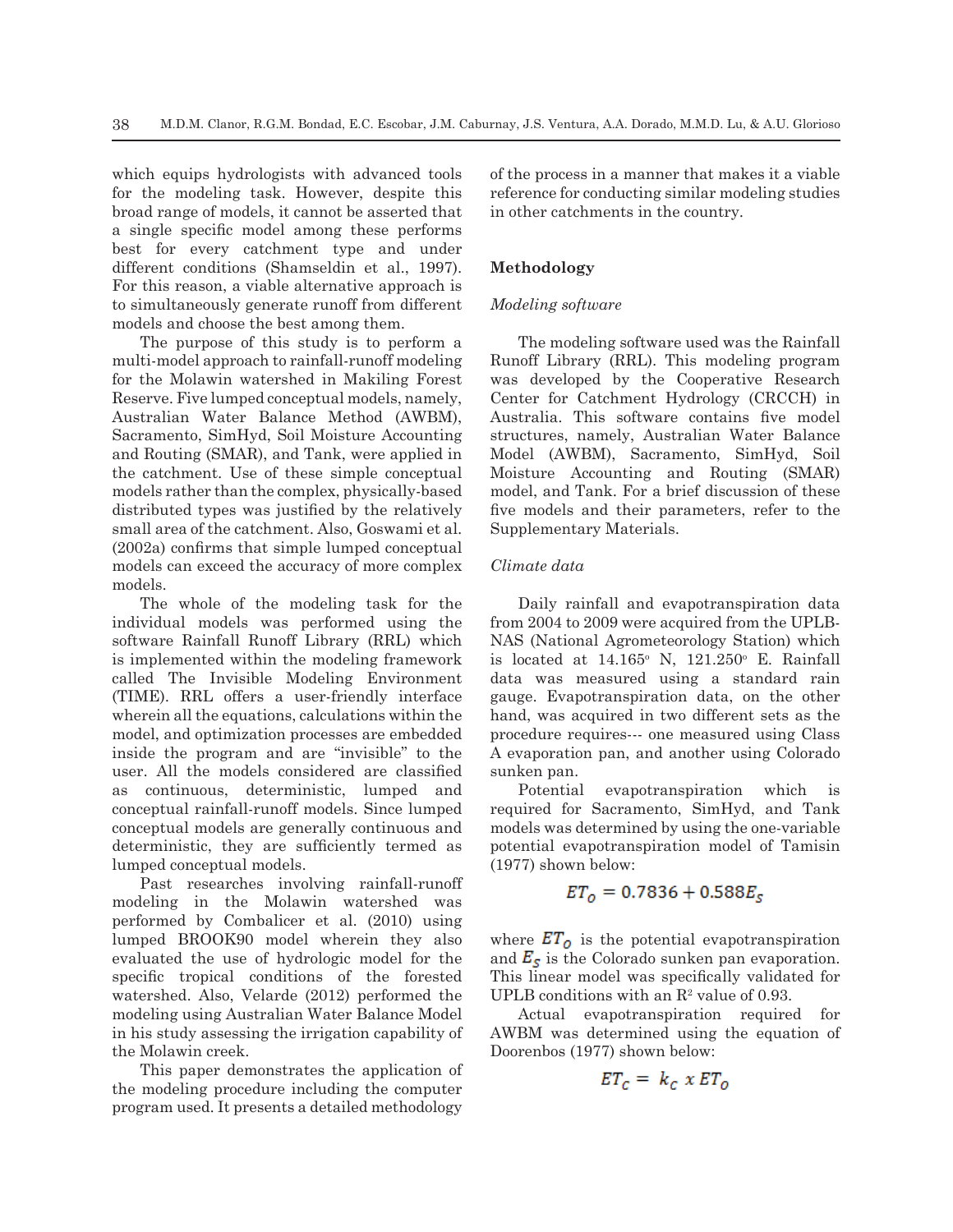which equips hydrologists with advanced tools for the modeling task. However, despite this broad range of models, it cannot be asserted that a single specific model among these performs best for every catchment type and under different conditions (Shamseldin et al., 1997). For this reason, a viable alternative approach is to simultaneously generate runoff from different models and choose the best among them.

The purpose of this study is to perform a multi-model approach to rainfall-runoff modeling for the Molawin watershed in Makiling Forest Reserve. Five lumped conceptual models, namely, Australian Water Balance Method (AWBM), Sacramento, SimHyd, Soil Moisture Accounting and Routing (SMAR), and Tank, were applied in the catchment. Use of these simple conceptual models rather than the complex, physically-based distributed types was justified by the relatively small area of the catchment. Also, Goswami et al. (2002a) confirms that simple lumped conceptual models can exceed the accuracy of more complex models.

The whole of the modeling task for the individual models was performed using the software Rainfall Runoff Library (RRL) which is implemented within the modeling framework called The Invisible Modeling Environment (TIME). RRL offers a user-friendly interface wherein all the equations, calculations within the model, and optimization processes are embedded inside the program and are "invisible" to the user. All the models considered are classified as continuous, deterministic, lumped and conceptual rainfall-runoff models. Since lumped conceptual models are generally continuous and deterministic, they are sufficiently termed as lumped conceptual models.

Past researches involving rainfall-runoff modeling in the Molawin watershed was performed by Combalicer et al. (2010) using lumped BROOK90 model wherein they also evaluated the use of hydrologic model for the specific tropical conditions of the forested watershed. Also, Velarde (2012) performed the modeling using Australian Water Balance Model in his study assessing the irrigation capability of the Molawin creek.

This paper demonstrates the application of the modeling procedure including the computer program used. It presents a detailed methodology of the process in a manner that makes it a viable reference for conducting similar modeling studies in other catchments in the country.

## Methodology

### *Modeling software*

The modeling software used was the Rainfall Runoff Library (RRL). This modeling program was developed by the Cooperative Research Center for Catchment Hydrology (CRCCH) in Australia. This software contains five model structures, namely, Australian Water Balance Model (AWBM), Sacramento, SimHyd, Soil Moisture Accounting and Routing (SMAR) model, and Tank. For a brief discussion of these five models and their parameters, refer to the Supplementary Materials.

### *Climate data*

Daily rainfall and evapotranspiration data from 2004 to 2009 were acquired from the UPLB-NAS (National Agrometeorology Station) which is located at 14.165° N, 121.250° E. Rainfall data was measured using a standard rain gauge. Evapotranspiration data, on the other hand, was acquired in two different sets as the procedure requires--- one measured using Class A evaporation pan, and another using Colorado sunken pan.

Potential evapotranspiration which is required for Sacramento, SimHyd, and Tank models was determined by using the one-variable potential evapotranspiration model of Tamisin (1977) shown below:

$$ET_O = 0.7836 + 0.588E_S$$

where $ET_O$ is the potential evapotranspiration and $E_S$ is the Colorado sunken pan evaporation. This linear model was specifically validated for UPLB conditions with an $R^2$ value of 0.93.

Actual evapotranspiration required for AWBM was determined using the equation of Doorenbos (1977) shown below:

$$ET_C = k_C \; x \; ET_O$$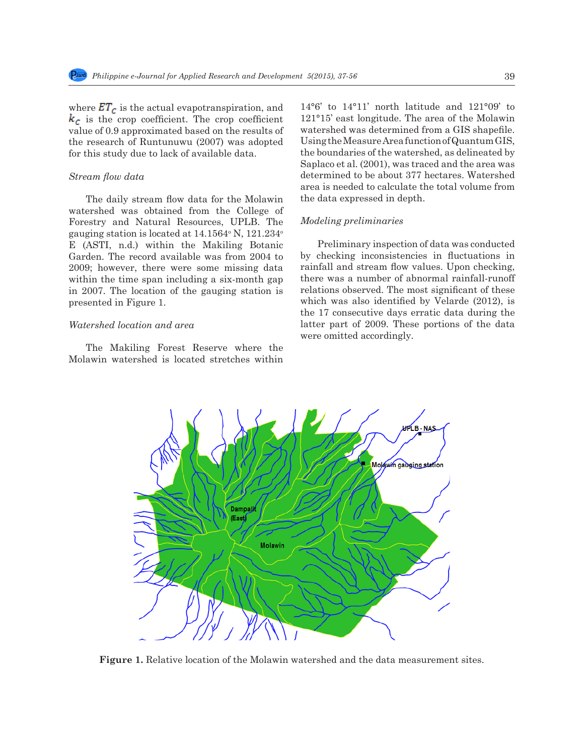where $ET_c$ is the actual evapotranspiration, and $k_c$ is the crop coefficient. The crop coefficient value of 0.9 approximated based on the results of the research of Runtunuwu (2007) was adopted for this study due to lack of available data.

*Stream flow data*

The daily stream flow data for the Molawin watershed was obtained from the College of Forestry and Natural Resources, UPLB. The gauging station is located at 14.1564° N, 121.234° E (ASTI, n.d.) within the Makiling Botanic Garden. The record available was from 2004 to 2009; however, there were some missing data within the time span including a six-month gap in 2007. The location of the gauging station is presented in Figure 1.

*Watershed location and area*

The Makiling Forest Reserve where the Molawin watershed is located stretches within 14°6' to 14°11' north latitude and 121°09' to 121°15' east longitude. The area of the Molawin watershed was determined from a GIS shapefile. Using the Measure Area function of Quantum GIS, the boundaries of the watershed, as delineated by Saplaco et al. (2001), was traced and the area was determined to be about 377 hectares. Watershed area is needed to calculate the total volume from the data expressed in depth.

*Modeling preliminaries*

Preliminary inspection of data was conducted by checking inconsistencies in fluctuations in rainfall and stream flow values. Upon checking, there was a number of abnormal rainfall-runoff relations observed. The most significant of these which was also identified by Velarde (2012), is the 17 consecutive days erratic data during the latter part of 2009. These portions of the data were omitted accordingly.

**Figure 1.** Relative location of the Molawin watershed and the data measurement sites.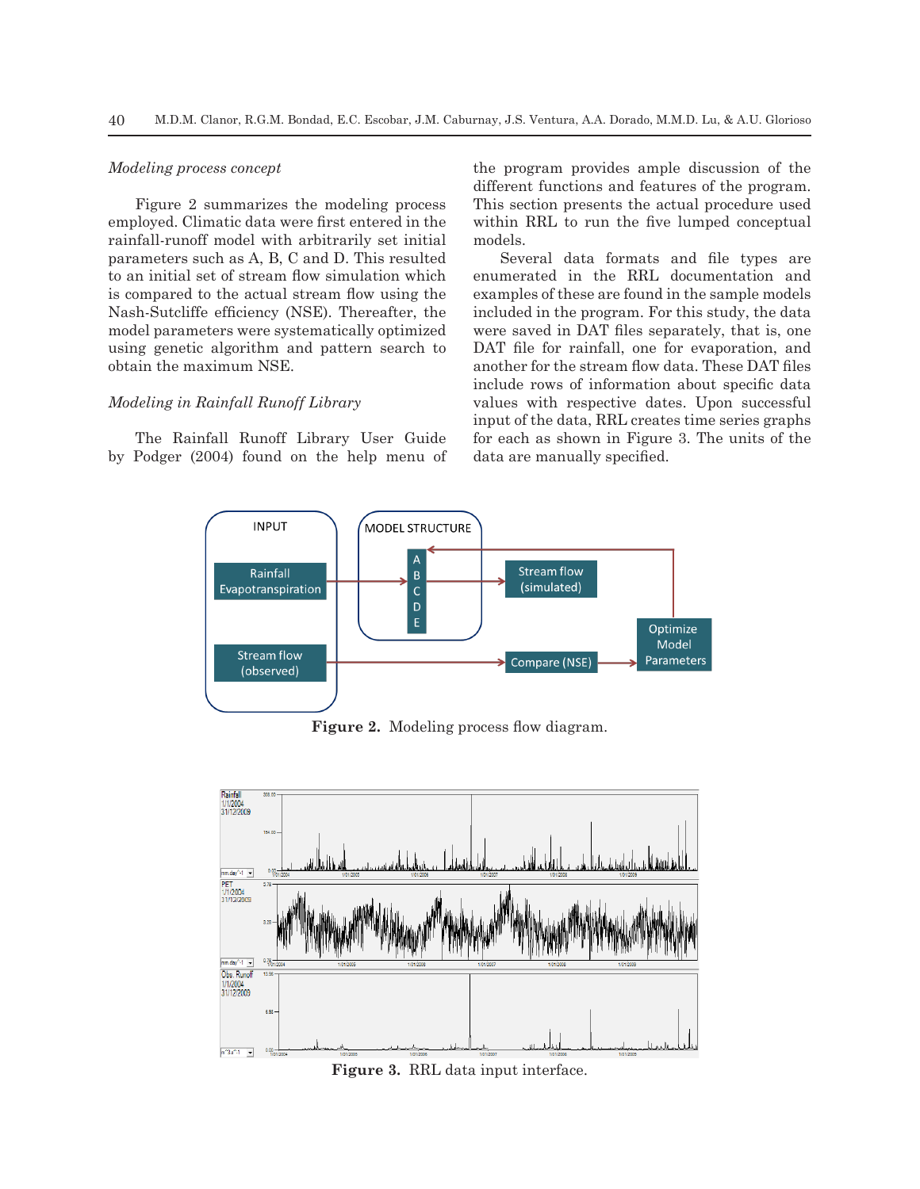*Modeling process concept*

Figure 2 summarizes the modeling process employed. Climatic data were first entered in the rainfall-runoff model with arbitrarily set initial parameters such as A, B, C and D. This resulted to an initial set of stream flow simulation which is compared to the actual stream flow using the Nash-Sutcliffe efficiency (NSE). Thereafter, the model parameters were systematically optimized using genetic algorithm and pattern search to obtain the maximum NSE.

*Modeling in Rainfall Runoff Library*

The Rainfall Runoff Library User Guide by Podger (2004) found on the help menu of the program provides ample discussion of the different functions and features of the program. This section presents the actual procedure used within RRL to run the five lumped conceptual models.

Several data formats and file types are enumerated in the RRL documentation and examples of these are found in the sample models included in the program. For this study, the data were saved in DAT files separately, that is, one DAT file for rainfall, one for evaporation, and another for the stream flow data. These DAT files include rows of information about specific data values with respective dates. Upon successful input of the data, RRL creates time series graphs for each as shown in Figure 3. The units of the data are manually specified.

**Figure 2.** Modeling process flow diagram.

**Figure 3.** RRL data input interface.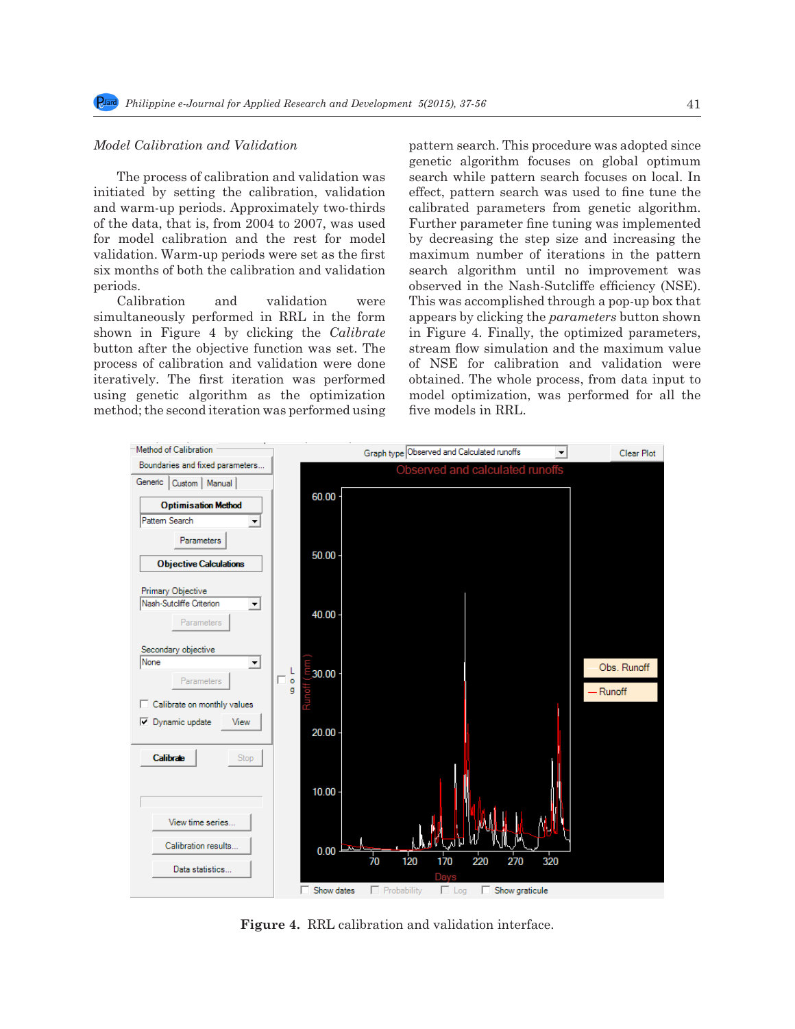*Model Calibration and Validation*

The process of calibration and validation was initiated by setting the calibration, validation and warm-up periods. Approximately two-thirds of the data, that is, from 2004 to 2007, was used for model calibration and the rest for model validation. Warm-up periods were set as the first six months of both the calibration and validation periods.

Calibration and validation were simultaneously performed in RRL in the form shown in Figure 4 by clicking the *Calibrate* button after the objective function was set. The process of calibration and validation were done iteratively. The first iteration was performed using genetic algorithm as the optimization method; the second iteration was performed using pattern search. This procedure was adopted since genetic algorithm focuses on global optimum search while pattern search focuses on local. In effect, pattern search was used to fine tune the calibrated parameters from genetic algorithm. Further parameter fine tuning was implemented by decreasing the step size and increasing the maximum number of iterations in the pattern search algorithm until no improvement was observed in the Nash-Sutcliffe efficiency (NSE). This was accomplished through a pop-up box that appears by clicking the *parameters* button shown in Figure 4. Finally, the optimized parameters, stream flow simulation and the maximum value of NSE for calibration and validation were obtained. The whole process, from data input to model optimization, was performed for all the five models in RRL.

**Figure 4.** RRL calibration and validation interface.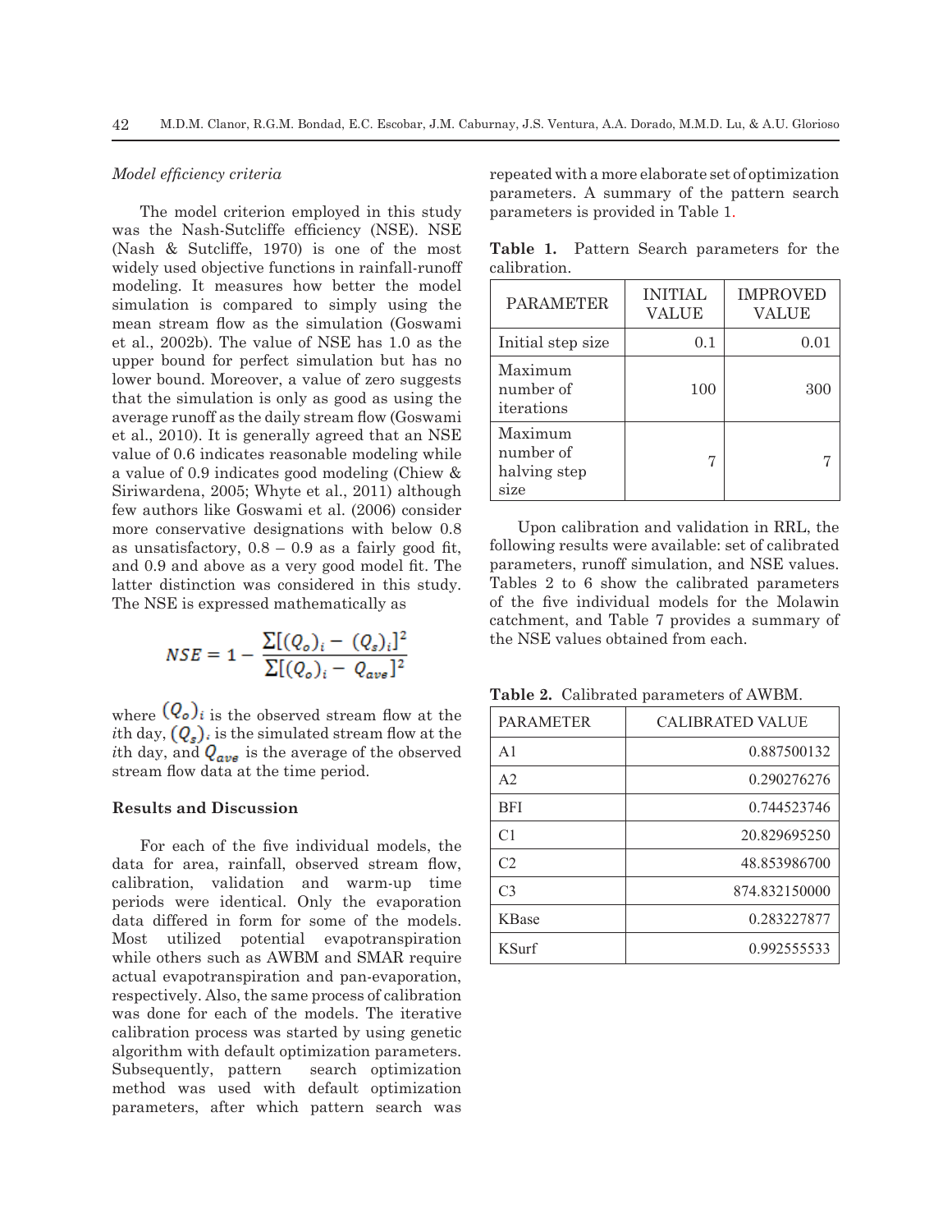*Model efficiency criteria*

The model criterion employed in this study was the Nash-Sutcliffe efficiency (NSE). NSE (Nash & Sutcliffe, 1970) is one of the most widely used objective functions in rainfall-runoff modeling. It measures how better the model simulation is compared to simply using the mean stream flow as the simulation (Goswami et al., 2002b). The value of NSE has 1.0 as the upper bound for perfect simulation but has no lower bound. Moreover, a value of zero suggests that the simulation is only as good as using the average runoff as the daily stream flow (Goswami et al., 2010). It is generally agreed that an NSE value of 0.6 indicates reasonable modeling while a value of 0.9 indicates good modeling (Chiew & Siriwardena, 2005; Whyte et al., 2011) although few authors like Goswami et al. (2006) consider more conservative designations with below 0.8 as unsatisfactory, 0.8 – 0.9 as a fairly good fit, and 0.9 and above as a very good model fit. The latter distinction was considered in this study. The NSE is expressed mathematically as

$$NSE = 1 - \frac{\sum[(Q_o)_i - (Q_s)_i]^2}{\sum[(Q_o)_i - Q_{ave}]^2}$$

where $(Q_o)_i$ is the observed stream flow at the *i*th day, $(Q_s)_i$ is the simulated stream flow at the *i*th day, and $Q_{ave}$ is the average of the observed stream flow data at the time period.

## Results and Discussion

For each of the five individual models, the data for area, rainfall, observed stream flow, calibration, validation and warm-up time periods were identical. Only the evaporation data differed in form for some of the models. Most utilized potential evapotranspiration while others such as AWBM and SMAR require actual evapotranspiration and pan-evaporation, respectively. Also, the same process of calibration was done for each of the models. The iterative calibration process was started by using genetic algorithm with default optimization parameters. Subsequently, pattern search optimization method was used with default optimization parameters, after which pattern search was repeated with a more elaborate set of optimization parameters. A summary of the pattern search parameters is provided in Table 1.

**Table 1.** Pattern Search parameters for the calibration.

| PARAMETER | INITIAL VALUE | IMPROVED VALUE |
|---|---|---|
| Initial step size | 0.1 | 0.01 |
| Maximum number of iterations | 100 | 300 |
| Maximum number of halving step size | 7 | 7 |

Upon calibration and validation in RRL, the following results were available: set of calibrated parameters, runoff simulation, and NSE values. Tables 2 to 6 show the calibrated parameters of the five individual models for the Molawin catchment, and Table 7 provides a summary of the NSE values obtained from each.

**Table 2.** Calibrated parameters of AWBM.

| PARAMETER | CALIBRATED VALUE |
|---|---|
| A1 | 0.887500132 |
| A2 | 0.290276276 |
| BFI | 0.744523746 |
| C1 | 20.829695250 |
| C2 | 48.853986700 |
| C3 | 874.832150000 |
| KBase | 0.283227877 |
| KSurf | 0.992555533 |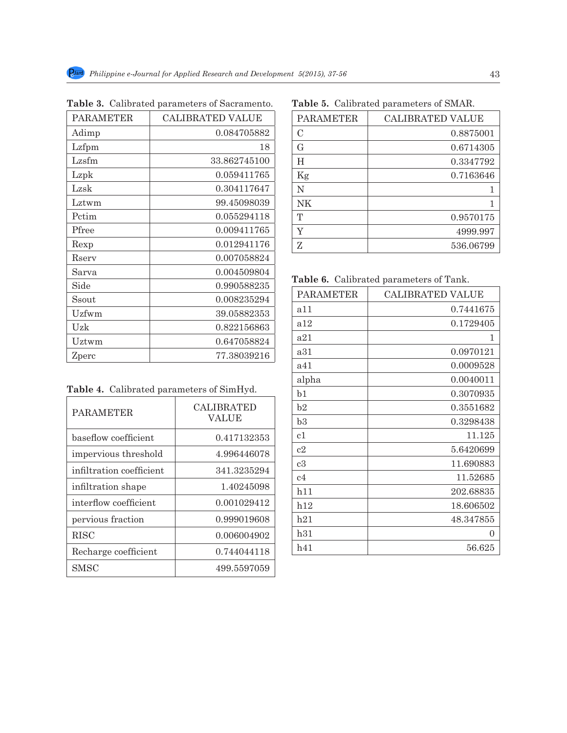**Table 3.** Calibrated parameters of Sacramento.

| PARAMETER | CALIBRATED VALUE |
|---|---|
| Adimp | 0.084705882 |
| Lzfpm | 18 |
| Lzsfm | 33.862745100 |
| Lzpk | 0.059411765 |
| Lzsk | 0.304117647 |
| Lztwm | 99.45098039 |
| Pctim | 0.055294118 |
| Pfree | 0.009411765 |
| Rexp | 0.012941176 |
| Rserv | 0.007058824 |
| Sarva | 0.004509804 |
| Side | 0.990588235 |
| Ssout | 0.008235294 |
| Uzfwm | 39.05882353 |
| Uzk | 0.822156863 |
| Uztwm | 0.647058824 |
| Zperc | 77.38039216 |

**Table 4.** Calibrated parameters of SimHyd.

| PARAMETER | CALIBRATED VALUE |
|---|---|
| baseflow coefficient | 0.417132353 |
| impervious threshold | 4.996446078 |
| infiltration coefficient | 341.3235294 |
| infiltration shape | 1.40245098 |
| interflow coefficient | 0.001029412 |
| pervious fraction | 0.999019608 |
| RISC | 0.006004902 |
| Recharge coefficient | 0.744044118 |
| SMSC | 499.5597059 |

**Table 5.** Calibrated parameters of SMAR.

| PARAMETER | CALIBRATED VALUE |
|---|---|
| C | 0.8875001 |
| G | 0.6714305 |
| H | 0.3347792 |
| Kg | 0.7163646 |
| N | 1 |
| NK | 1 |
| T | 0.9570175 |
| Y | 4999.997 |
| Z | 536.06799 |

**Table 6.** Calibrated parameters of Tank.

| PARAMETER | CALIBRATED VALUE |
|---|---|
| a11 | 0.7441675 |
| a12 | 0.1729405 |
| a21 | 1 |
| a31 | 0.0970121 |
| a41 | 0.0009528 |
| alpha | 0.0040011 |
| b1 | 0.3070935 |
| b2 | 0.3551682 |
| b3 | 0.3298438 |
| c1 | 11.125 |
| c2 | 5.6420699 |
| c3 | 11.690883 |
| c4 | 11.52685 |
| h11 | 202.68835 |
| h12 | 18.606502 |
| h21 | 48.347855 |
| h31 | 0 |
| h41 | 56.625 |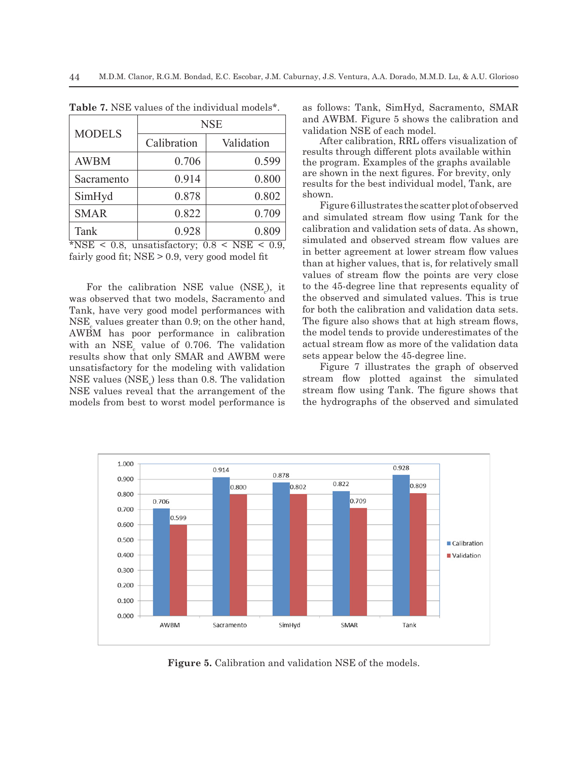**Table 7.** NSE values of the individual models*.

| MODELS | NSE | |
|---|---|---|
| | Calibration | Validation |
| AWBM | 0.706 | 0.599 |
| Sacramento | 0.914 | 0.800 |
| SimHyd | 0.878 | 0.802 |
| SMAR | 0.822 | 0.709 |
| Tank | 0.928 | 0.809 |

*NSE < 0.8, unsatisfactory; 0.8 < NSE < 0.9, fairly good fit; NSE > 0.9, very good model fit

For the calibration NSE value ($NSE_c$), it was observed that two models, Sacramento and Tank, have very good model performances with $NSE_c$ values greater than 0.9; on the other hand, AWBM has poor performance in calibration with an $NSE_c$ value of 0.706. The validation results show that only SMAR and AWBM were unsatisfactory for the modeling with validation NSE values ($NSE_v$) less than 0.8. The validation NSE values reveal that the arrangement of the models from best to worst model performance is as follows: Tank, SimHyd, Sacramento, SMAR and AWBM. Figure 5 shows the calibration and validation NSE of each model.

After calibration, RRL offers visualization of results through different plots available within the program. Examples of the graphs available are shown in the next figures. For brevity, only results for the best individual model, Tank, are shown.

Figure 6 illustrates the scatter plot of observed and simulated stream flow using Tank for the calibration and validation sets of data. As shown, simulated and observed stream flow values are in better agreement at lower stream flow values than at higher values, that is, for relatively small values of stream flow the points are very close to the 45-degree line that represents equality of the observed and simulated values. This is true for both the calibration and validation data sets. The figure also shows that at high stream flows, the model tends to provide underestimates of the actual stream flow as more of the validation data sets appear below the 45-degree line.

Figure 7 illustrates the graph of observed stream flow plotted against the simulated stream flow using Tank. The figure shows that the hydrographs of the observed and simulated

**Figure 5.** Calibration and validation NSE of the models.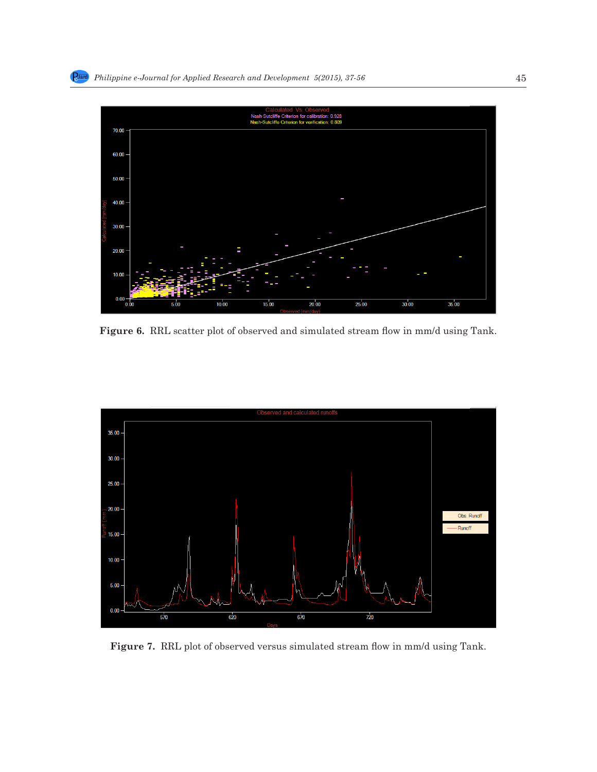**Figure 6.** RRL scatter plot of observed and simulated stream flow in mm/d using Tank.

**Figure 7.** RRL plot of observed versus simulated stream flow in mm/d using Tank.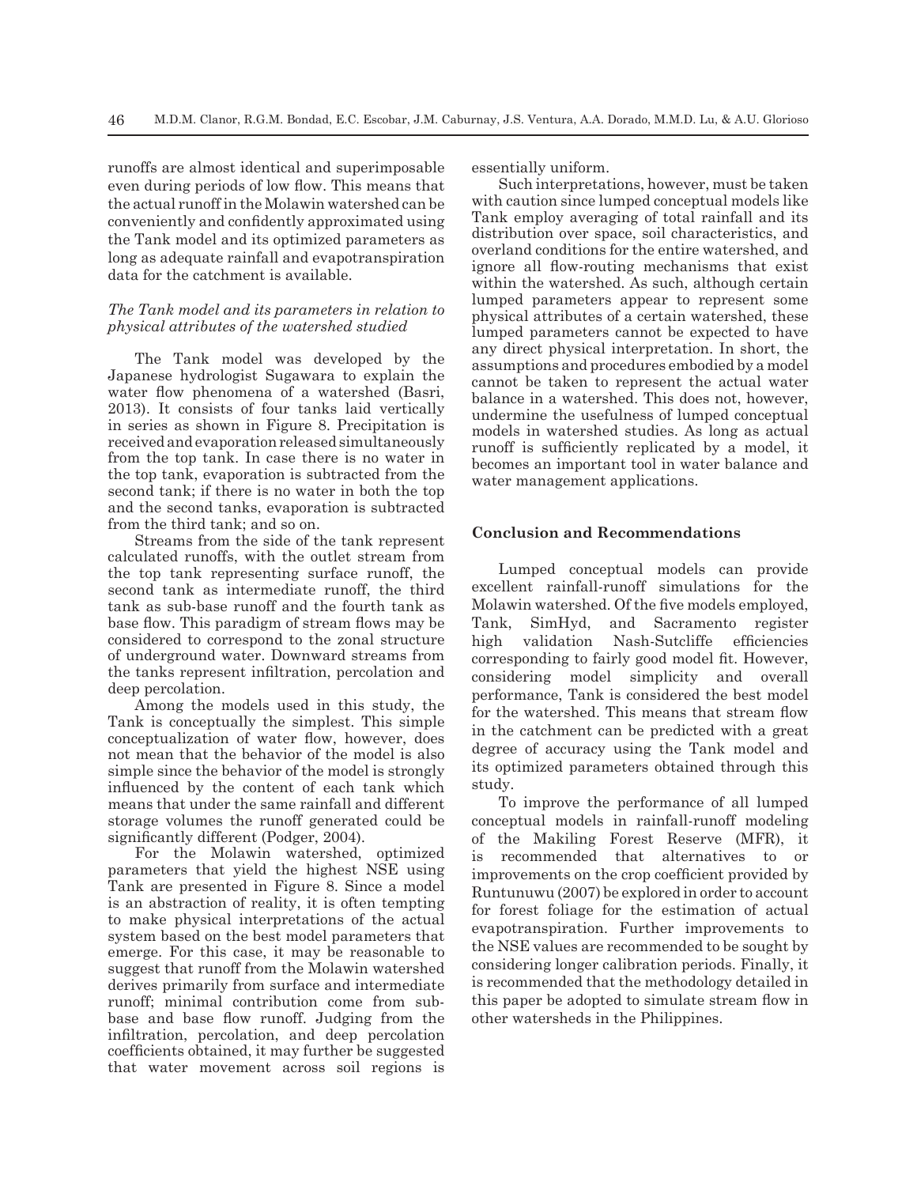runoffs are almost identical and superimposable even during periods of low flow. This means that the actual runoff in the Molawin watershed can be conveniently and confidently approximated using the Tank model and its optimized parameters as long as adequate rainfall and evapotranspiration data for the catchment is available.

*The Tank model and its parameters in relation to physical attributes of the watershed studied*

The Tank model was developed by the Japanese hydrologist Sugawara to explain the water flow phenomena of a watershed (Basri, 2013). It consists of four tanks laid vertically in series as shown in Figure 8. Precipitation is received and evaporation released simultaneously from the top tank. In case there is no water in the top tank, evaporation is subtracted from the second tank; if there is no water in both the top and the second tanks, evaporation is subtracted from the third tank; and so on.

Streams from the side of the tank represent calculated runoffs, with the outlet stream from the top tank representing surface runoff, the second tank as intermediate runoff, the third tank as sub-base runoff and the fourth tank as base flow. This paradigm of stream flows may be considered to correspond to the zonal structure of underground water. Downward streams from the tanks represent infiltration, percolation and deep percolation.

Among the models used in this study, the Tank is conceptually the simplest. This simple conceptualization of water flow, however, does not mean that the behavior of the model is also simple since the behavior of the model is strongly influenced by the content of each tank which means that under the same rainfall and different storage volumes the runoff generated could be significantly different (Podger, 2004).

For the Molawin watershed, optimized parameters that yield the highest NSE using Tank are presented in Figure 8. Since a model is an abstraction of reality, it is often tempting to make physical interpretations of the actual system based on the best model parameters that emerge. For this case, it may be reasonable to suggest that runoff from the Molawin watershed derives primarily from surface and intermediate runoff; minimal contribution come from sub-base and base flow runoff. Judging from the infiltration, percolation, and deep percolation coefficients obtained, it may further be suggested that water movement across soil regions is essentially uniform.

Such interpretations, however, must be taken with caution since lumped conceptual models like Tank employ averaging of total rainfall and its distribution over space, soil characteristics, and overland conditions for the entire watershed, and ignore all flow-routing mechanisms that exist within the watershed. As such, although certain lumped parameters appear to represent some physical attributes of a certain watershed, these lumped parameters cannot be expected to have any direct physical interpretation. In short, the assumptions and procedures embodied by a model cannot be taken to represent the actual water balance in a watershed. This does not, however, undermine the usefulness of lumped conceptual models in watershed studies. As long as actual runoff is sufficiently replicated by a model, it becomes an important tool in water balance and water management applications.

## Conclusion and Recommendations

Lumped conceptual models can provide excellent rainfall-runoff simulations for the Molawin watershed. Of the five models employed, Tank, SimHyd, and Sacramento register high validation Nash-Sutcliffe efficiencies corresponding to fairly good model fit. However, considering model simplicity and overall performance, Tank is considered the best model for the watershed. This means that stream flow in the catchment can be predicted with a great degree of accuracy using the Tank model and its optimized parameters obtained through this study.

To improve the performance of all lumped conceptual models in rainfall-runoff modeling of the Makiling Forest Reserve (MFR), it is recommended that alternatives to or improvements on the crop coefficient provided by Runtunuwu (2007) be explored in order to account for forest foliage for the estimation of actual evapotranspiration. Further improvements to the NSE values are recommended to be sought by considering longer calibration periods. Finally, it is recommended that the methodology detailed in this paper be adopted to simulate stream flow in other watersheds in the Philippines.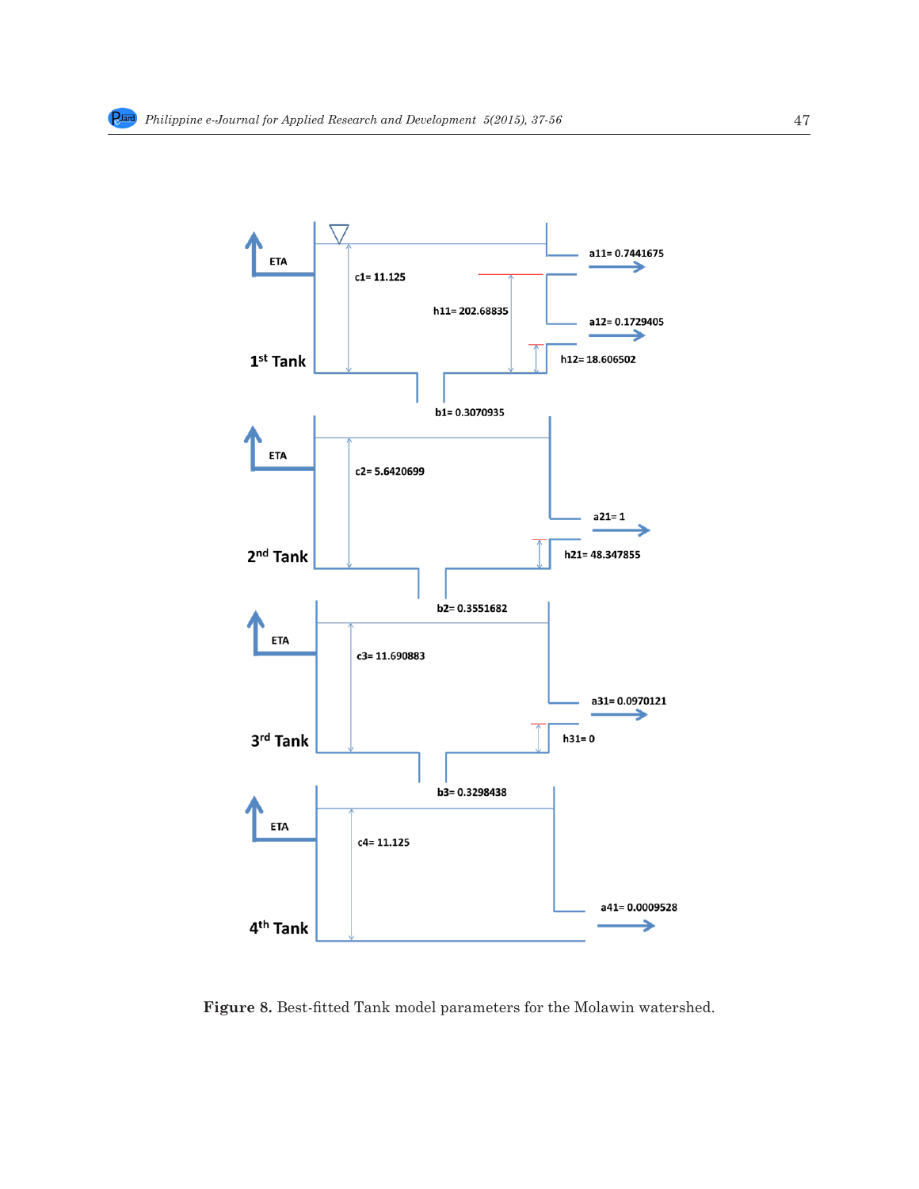**Figure 8.** Best-fitted Tank model parameters for the Molawin watershed.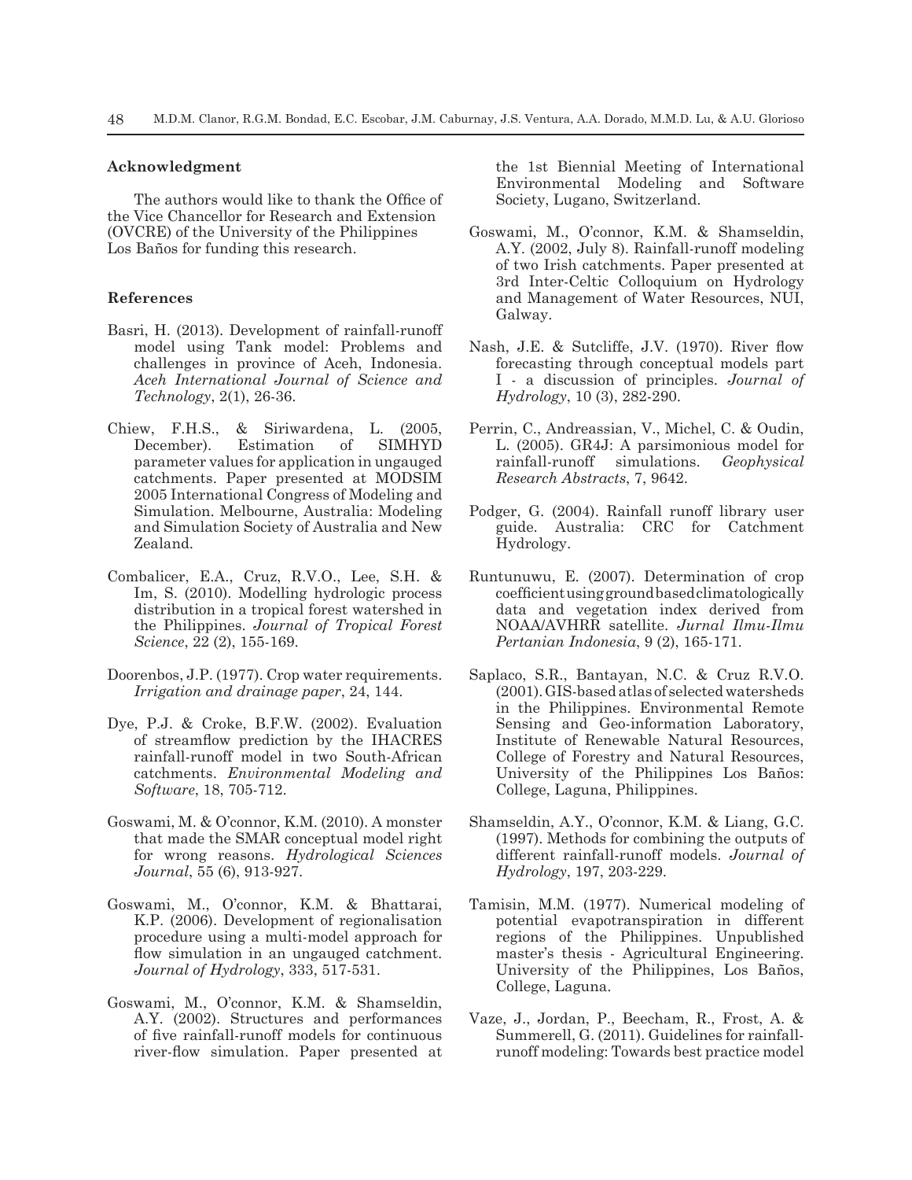### Acknowledgment

The authors would like to thank the Office of the Vice Chancellor for Research and Extension (OVCRE) of the University of the Philippines Los Baños for funding this research.

### References

Basri, H. (2013). Development of rainfall-runoff model using Tank model: Problems and challenges in province of Aceh, Indonesia. *Aceh International Journal of Science and Technology*, 2(1), 26-36.

Chiew, F.H.S., & Siriwardena, L. (2005, December). Estimation of SIMHYD parameter values for application in ungauged catchments. Paper presented at MODSIM 2005 International Congress of Modeling and Simulation. Melbourne, Australia: Modeling and Simulation Society of Australia and New Zealand.

Combalicer, E.A., Cruz, R.V.O., Lee, S.H. & Im, S. (2010). Modelling hydrologic process distribution in a tropical forest watershed in the Philippines. *Journal of Tropical Forest Science*, 22 (2), 155-169.

Doorenbos, J.P. (1977). Crop water requirements. *Irrigation and drainage paper*, 24, 144.

Dye, P.J. & Croke, B.F.W. (2002). Evaluation of streamflow prediction by the IHACRES rainfall-runoff model in two South-African catchments. *Environmental Modeling and Software*, 18, 705-712.

Goswami, M. & O'connor, K.M. (2010). A monster that made the SMAR conceptual model right for wrong reasons. *Hydrological Sciences Journal*, 55 (6), 913-927.

Goswami, M., O'connor, K.M. & Bhattarai, K.P. (2006). Development of regionalisation procedure using a multi-model approach for flow simulation in an ungauged catchment. *Journal of Hydrology*, 333, 517-531.

Goswami, M., O'connor, K.M. & Shamseldin, A.Y. (2002). Structures and performances of five rainfall-runoff models for continuous river-flow simulation. Paper presented at the 1st Biennial Meeting of International Environmental Modeling and Software Society, Lugano, Switzerland.

Goswami, M., O'connor, K.M. & Shamseldin, A.Y. (2002, July 8). Rainfall-runoff modeling of two Irish catchments. Paper presented at 3rd Inter-Celtic Colloquium on Hydrology and Management of Water Resources, NUI, Galway.

Nash, J.E. & Sutcliffe, J.V. (1970). River flow forecasting through conceptual models part I - a discussion of principles. *Journal of Hydrology*, 10 (3), 282-290.

Perrin, C., Andreassian, V., Michel, C. & Oudin, L. (2005). GR4J: A parsimonious model for rainfall-runoff simulations. *Geophysical Research Abstracts*, 7, 9642.

Podger, G. (2004). Rainfall runoff library user guide. Australia: CRC for Catchment Hydrology.

Runtunuwu, E. (2007). Determination of crop coefficient using ground based climatologically data and vegetation index derived from NOAA/AVHRR satellite. *Jurnal Ilmu-Ilmu Pertanian Indonesia*, 9 (2), 165-171.

Saplaco, S.R., Bantayan, N.C. & Cruz R.V.O. (2001). GIS-based atlas of selected watersheds in the Philippines. Environmental Remote Sensing and Geo-information Laboratory, Institute of Renewable Natural Resources, College of Forestry and Natural Resources, University of the Philippines Los Baños: College, Laguna, Philippines.

Shamseldin, A.Y., O'connor, K.M. & Liang, G.C. (1997). Methods for combining the outputs of different rainfall-runoff models. *Journal of Hydrology*, 197, 203-229.

Tamisin, M.M. (1977). Numerical modeling of potential evapotranspiration in different regions of the Philippines. Unpublished master's thesis - Agricultural Engineering. University of the Philippines, Los Baños, College, Laguna.

Vaze, J., Jordan, P., Beecham, R., Frost, A. & Summerell, G. (2011). Guidelines for rainfall-runoff modeling: Towards best practice model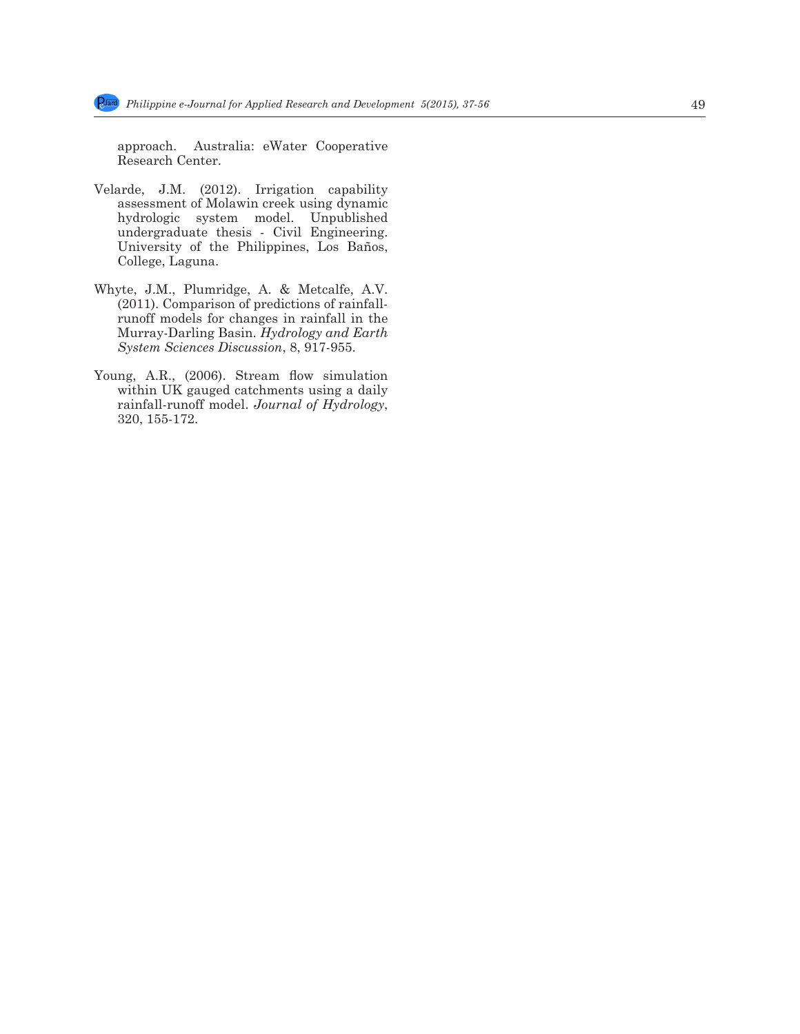approach. Australia: eWater Cooperative Research Center.

Velarde, J.M. (2012). Irrigation capability assessment of Molawin creek using dynamic hydrologic system model. Unpublished undergraduate thesis - Civil Engineering. University of the Philippines, Los Baños, College, Laguna.

Whyte, J.M., Plumridge, A. & Metcalfe, A.V. (2011). Comparison of predictions of rainfall-runoff models for changes in rainfall in the Murray-Darling Basin. *Hydrology and Earth System Sciences Discussion*, 8, 917-955.

Young, A.R., (2006). Stream flow simulation within UK gauged catchments using a daily rainfall-runoff model. *Journal of Hydrology*, 320, 155-172.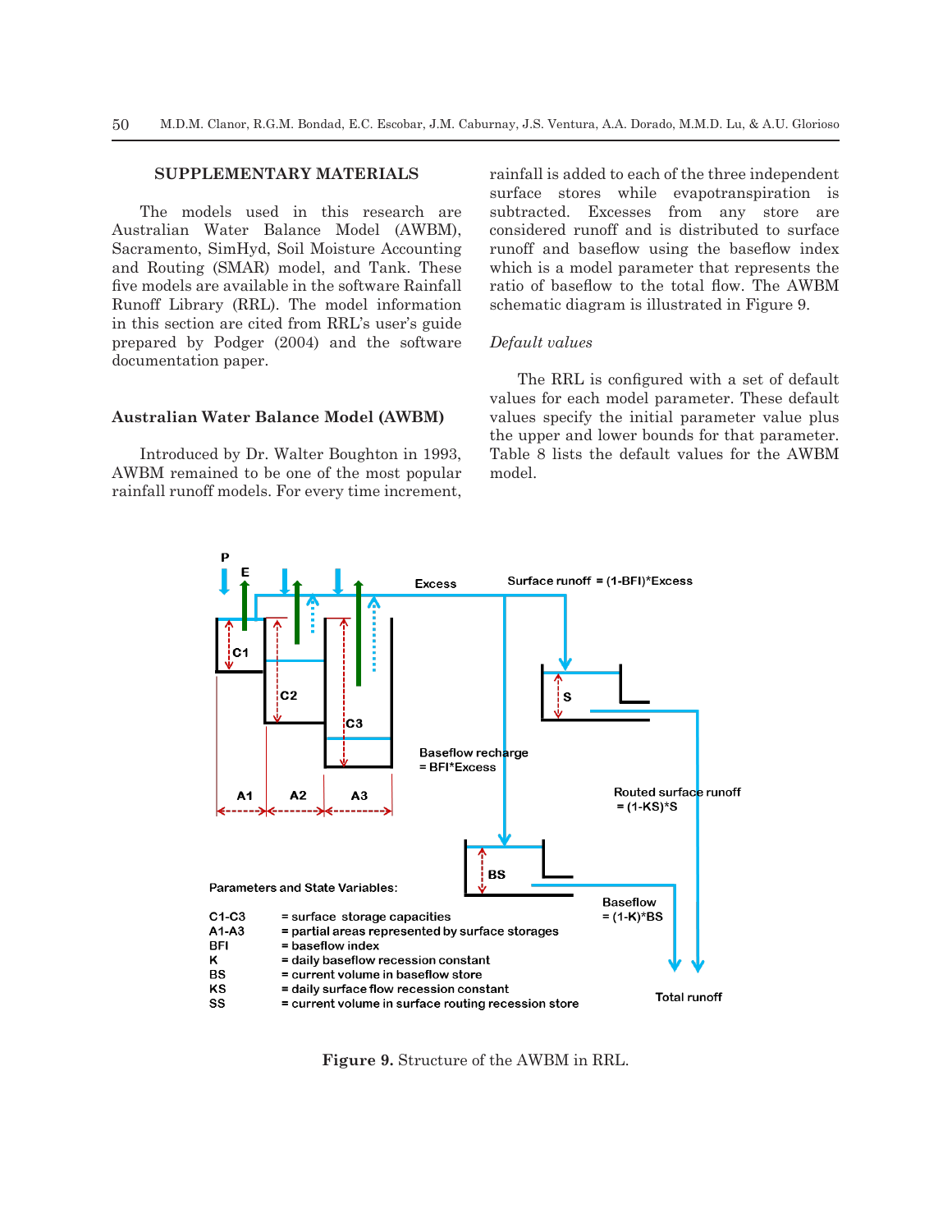## SUPPLEMENTARY MATERIALS

The models used in this research are Australian Water Balance Model (AWBM), Sacramento, SimHyd, Soil Moisture Accounting and Routing (SMAR) model, and Tank. These five models are available in the software Rainfall Runoff Library (RRL). The model information in this section are cited from RRL's user's guide prepared by Podger (2004) and the software documentation paper.

### Australian Water Balance Model (AWBM)

Introduced by Dr. Walter Boughton in 1993, AWBM remained to be one of the most popular rainfall runoff models. For every time increment, rainfall is added to each of the three independent surface stores while evapotranspiration is subtracted. Excesses from any store are considered runoff and is distributed to surface runoff and baseflow using the baseflow index which is a model parameter that represents the ratio of baseflow to the total flow. The AWBM schematic diagram is illustrated in Figure 9.

*Default values*

The RRL is configured with a set of default values for each model parameter. These default values specify the initial parameter value plus the upper and lower bounds for that parameter. Table 8 lists the default values for the AWBM model.

P
E
Excess
Surface runoff = (1-BFI)*Excess
C1
C2
C3
S
Baseflow recharge = BFI*Excess
A1 A2 A3
Routed surface runoff = (1-KS)*S
BS
Baseflow = (1-K)*BS
Total runoff

Parameters and State Variables:

C1-C3 = surface storage capacities
A1-A3 = partial areas represented by surface storages
BFI = baseflow index
K = daily baseflow recession constant
BS = current volume in baseflow store
KS = daily surface flow recession constant
SS = current volume in surface routing recession store

**Figure 9.** Structure of the AWBM in RRL.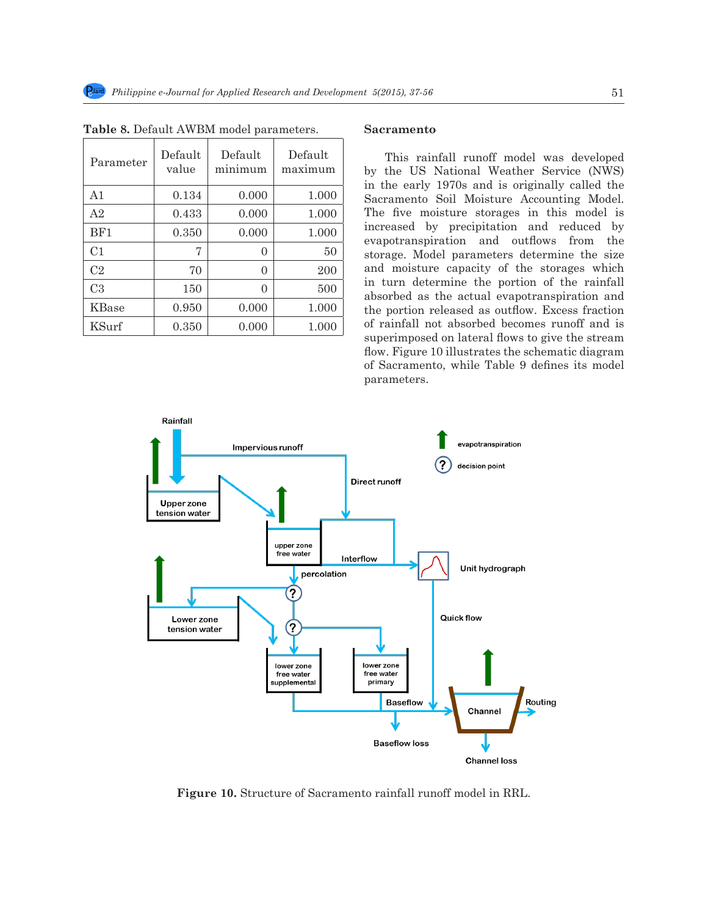**Table 8.** Default AWBM model parameters.

| Parameter | Default value | Default minimum | Default maximum |
|---|---|---|---|
| A1 | 0.134 | 0.000 | 1.000 |
| A2 | 0.433 | 0.000 | 1.000 |
| BF1 | 0.350 | 0.000 | 1.000 |
| C1 | 7 | 0 | 50 |
| C2 | 70 | 0 | 200 |
| C3 | 150 | 0 | 500 |
| KBase | 0.950 | 0.000 | 1.000 |
| KSurf | 0.350 | 0.000 | 1.000 |

### Sacramento

This rainfall runoff model was developed by the US National Weather Service (NWS) in the early 1970s and is originally called the Sacramento Soil Moisture Accounting Model. The five moisture storages in this model is increased by precipitation and reduced by evapotranspiration and outflows from the storage. Model parameters determine the size and moisture capacity of the storages which in turn determine the portion of the rainfall absorbed as the actual evapotranspiration and the portion released as outflow. Excess fraction of rainfall not absorbed becomes runoff and is superimposed on lateral flows to give the stream flow. Figure 10 illustrates the schematic diagram of Sacramento, while Table 9 defines its model parameters.

**Figure 10.** Structure of Sacramento rainfall runoff model in RRL.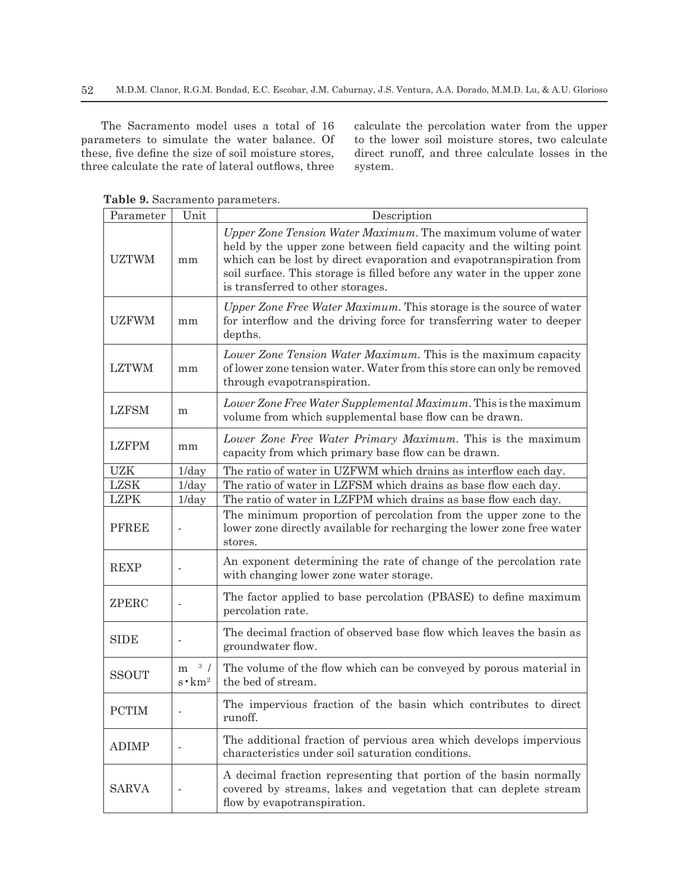The Sacramento model uses a total of 16 parameters to simulate the water balance. Of these, five define the size of soil moisture stores, three calculate the rate of lateral outflows, three calculate the percolation water from the upper to the lower soil moisture stores, two calculate direct runoff, and three calculate losses in the system.

**Table 9.** Sacramento parameters.

| Parameter | Unit | Description |
|---|---|---|
| UZTWM | mm | *Upper Zone Tension Water Maximum*. The maximum volume of water held by the upper zone between field capacity and the wilting point which can be lost by direct evaporation and evapotranspiration from soil surface. This storage is filled before any water in the upper zone is transferred to other storages. |
| UZFWM | mm | *Upper Zone Free Water Maximum*. This storage is the source of water for interflow and the driving force for transferring water to deeper depths. |
| LZTWM | mm | *Lower Zone Tension Water Maximum*. This is the maximum capacity of lower zone tension water. Water from this store can only be removed through evapotranspiration. |
| LZFSM | m | *Lower Zone Free Water Supplemental Maximum*. This is the maximum volume from which supplemental base flow can be drawn. |
| LZFPM | mm | *Lower Zone Free Water Primary Maximum*. This is the maximum capacity from which primary base flow can be drawn. |
| UZK | 1/day | The ratio of water in UZFWM which drains as interflow each day. |
| LZSK | 1/day | The ratio of water in LZFSM which drains as base flow each day. |
| LZPK | 1/day | The ratio of water in LZFPM which drains as base flow each day. |
| PFREE | - | The minimum proportion of percolation from the upper zone to the lower zone directly available for recharging the lower zone free water stores. |
| REXP | - | An exponent determining the rate of change of the percolation rate with changing lower zone water storage. |
| ZPERC | - | The factor applied to base percolation (PBASE) to define maximum percolation rate. |
| SIDE | - | The decimal fraction of observed base flow which leaves the basin as groundwater flow. |
| SSOUT | $m^3/s \cdot km^2$ | The volume of the flow which can be conveyed by porous material in the bed of stream. |
| PCTIM | - | The impervious fraction of the basin which contributes to direct runoff. |
| ADIMP | - | The additional fraction of pervious area which develops impervious characteristics under soil saturation conditions. |
| SARVA | - | A decimal fraction representing that portion of the basin normally covered by streams, lakes and vegetation that can deplete stream flow by evapotranspiration. |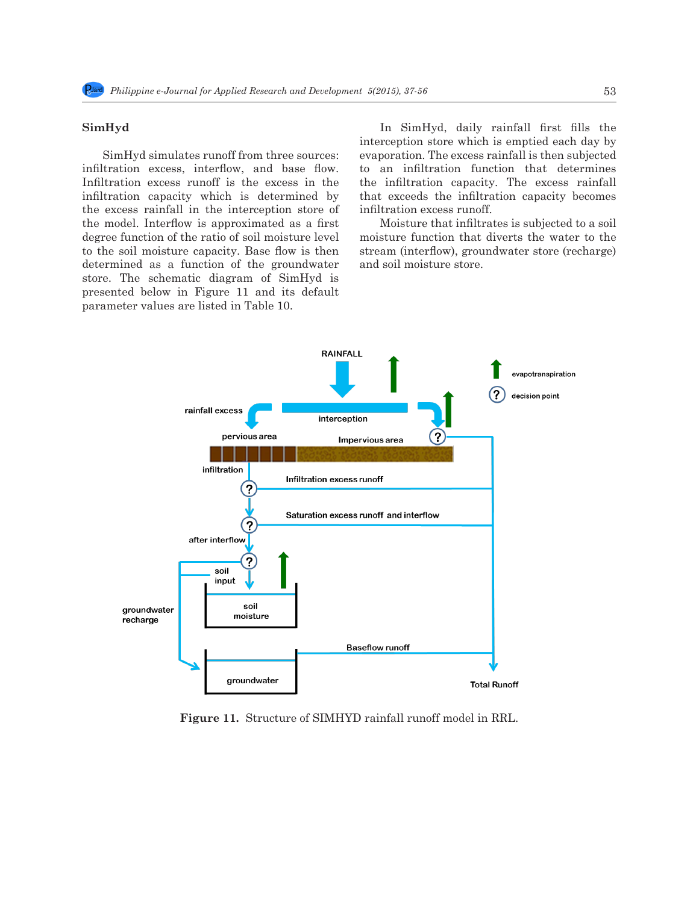## SimHyd

SimHyd simulates runoff from three sources: infiltration excess, interflow, and base flow. Infiltration excess runoff is the excess in the infiltration capacity which is determined by the excess rainfall in the interception store of the model. Interflow is approximated as a first degree function of the ratio of soil moisture level to the soil moisture capacity. Base flow is then determined as a function of the groundwater store. The schematic diagram of SimHyd is presented below in Figure 11 and its default parameter values are listed in Table 10.

In SimHyd, daily rainfall first fills the interception store which is emptied each day by evaporation. The excess rainfall is then subjected to an infiltration function that determines the infiltration capacity. The excess rainfall that exceeds the infiltration capacity becomes infiltration excess runoff.

Moisture that infiltrates is subjected to a soil moisture function that diverts the water to the stream (interflow), groundwater store (recharge) and soil moisture store.

**Figure 11.** Structure of SIMHYD rainfall runoff model in RRL.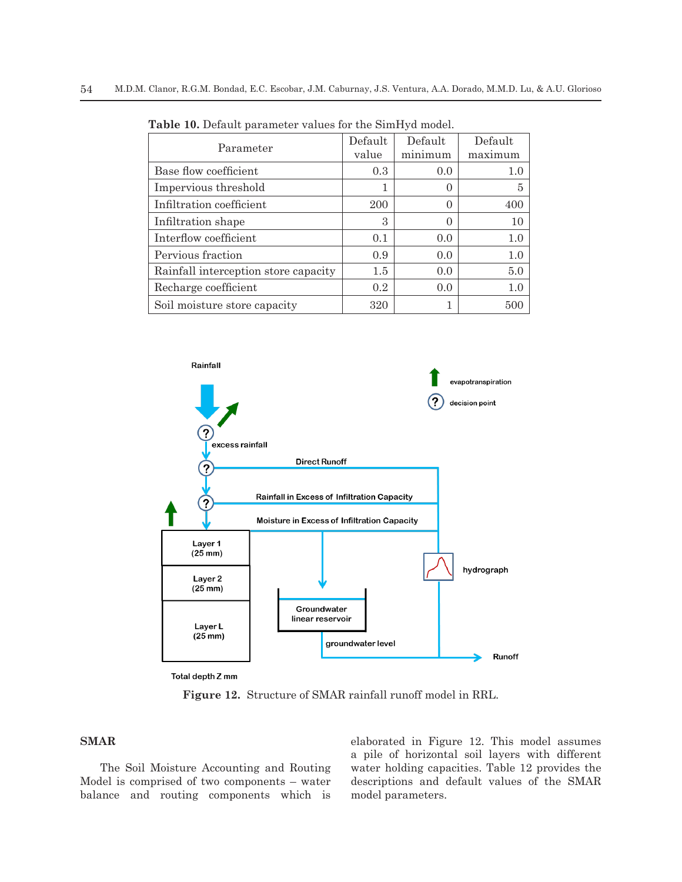**Table 10.** Default parameter values for the SimHyd model.

| Parameter | Default value | Default minimum | Default maximum |
|---|---|---|---|
| Base flow coefficient | 0.3 | 0.0 | 1.0 |
| Impervious threshold | 1 | 0 | 5 |
| Infiltration coefficient | 200 | 0 | 400 |
| Infiltration shape | 3 | 0 | 10 |
| Interflow coefficient | 0.1 | 0.0 | 1.0 |
| Pervious fraction | 0.9 | 0.0 | 1.0 |
| Rainfall interception store capacity | 1.5 | 0.0 | 5.0 |
| Recharge coefficient | 0.2 | 0.0 | 1.0 |
| Soil moisture store capacity | 320 | 1 | 500 |

**Figure 12.** Structure of SMAR rainfall runoff model in RRL.

## SMAR

The Soil Moisture Accounting and Routing Model is comprised of two components – water balance and routing components which is elaborated in Figure 12. This model assumes a pile of horizontal soil layers with different water holding capacities. Table 12 provides the descriptions and default values of the SMAR model parameters.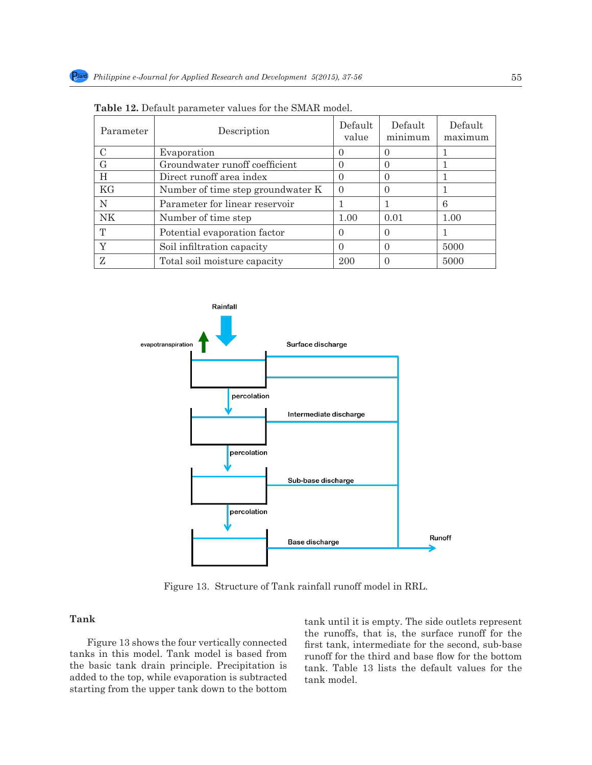**Table 12.** Default parameter values for the SMAR model.

| Parameter | Description | Default value | Default minimum | Default maximum |
|---|---|---|---|---|
| C | Evaporation | 0 | 0 | 1 |
| G | Groundwater runoff coefficient | 0 | 0 | 1 |
| H | Direct runoff area index | 0 | 0 | 1 |
| KG | Number of time step groundwater K | 0 | 0 | 1 |
| N | Parameter for linear reservoir | 1 | 1 | 6 |
| NK | Number of time step | 1.00 | 0.01 | 1.00 |
| T | Potential evaporation factor | 0 | 0 | 1 |
| Y | Soil infiltration capacity | 0 | 0 | 5000 |
| Z | Total soil moisture capacity | 200 | 0 | 5000 |

Figure 13. Structure of Tank rainfall runoff model in RRL.

## Tank

Figure 13 shows the four vertically connected tanks in this model. Tank model is based from the basic tank drain principle. Precipitation is added to the top, while evaporation is subtracted starting from the upper tank down to the bottom tank until it is empty. The side outlets represent the runoffs, that is, the surface runoff for the first tank, intermediate for the second, sub-base runoff for the third and base flow for the bottom tank. Table 13 lists the default values for the tank model.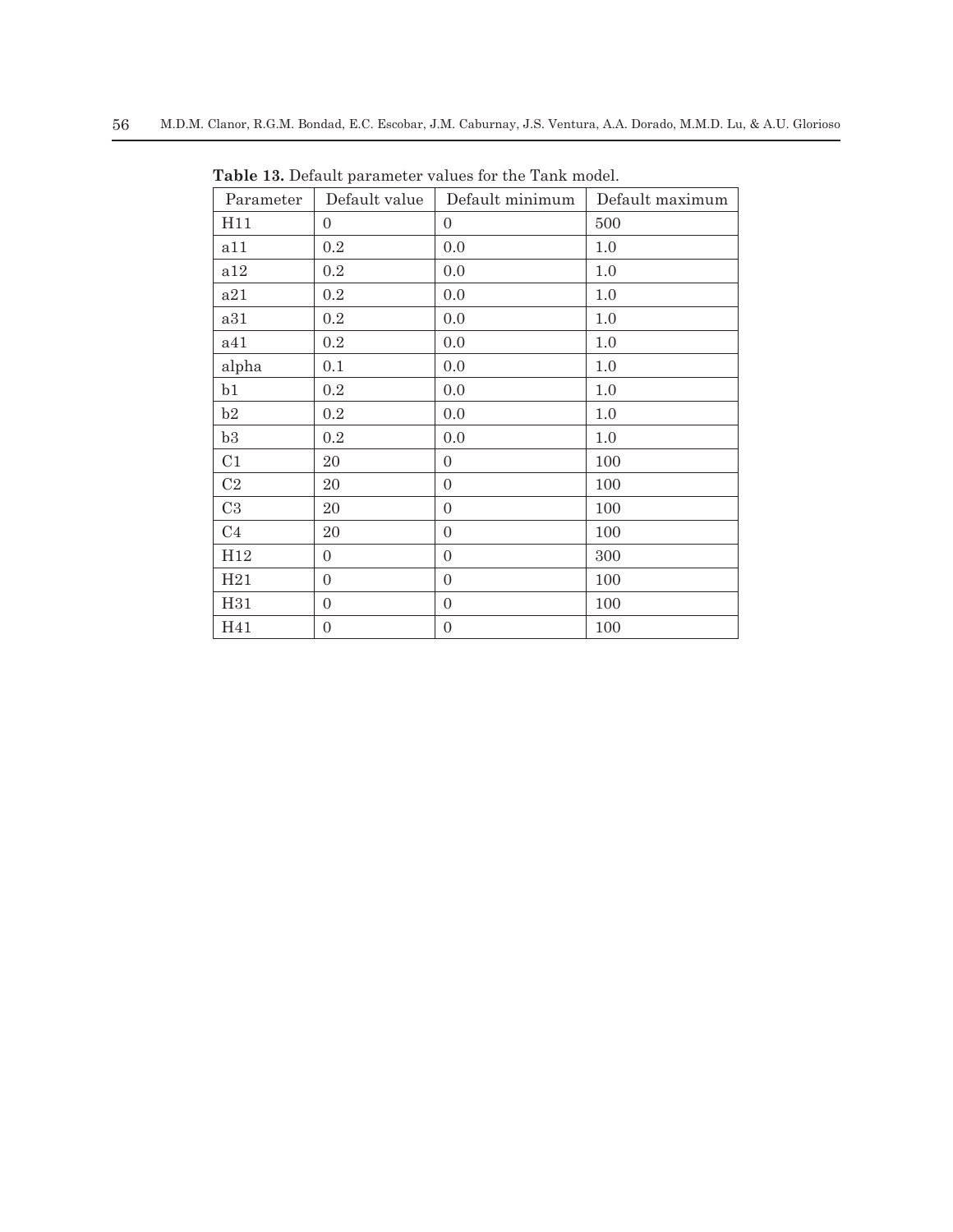**Table 13.** Default parameter values for the Tank model.

| Parameter | Default value | Default minimum | Default maximum |
|---|---|---|---|
| H11 | 0 | 0 | 500 |
| a11 | 0.2 | 0.0 | 1.0 |
| a12 | 0.2 | 0.0 | 1.0 |
| a21 | 0.2 | 0.0 | 1.0 |
| a31 | 0.2 | 0.0 | 1.0 |
| a41 | 0.2 | 0.0 | 1.0 |
| alpha | 0.1 | 0.0 | 1.0 |
| b1 | 0.2 | 0.0 | 1.0 |
| b2 | 0.2 | 0.0 | 1.0 |
| b3 | 0.2 | 0.0 | 1.0 |
| C1 | 20 | 0 | 100 |
| C2 | 20 | 0 | 100 |
| C3 | 20 | 0 | 100 |
| C4 | 20 | 0 | 100 |
| H12 | 0 | 0 | 300 |
| H21 | 0 | 0 | 100 |
| H31 | 0 | 0 | 100 |
| H41 | 0 | 0 | 100 |